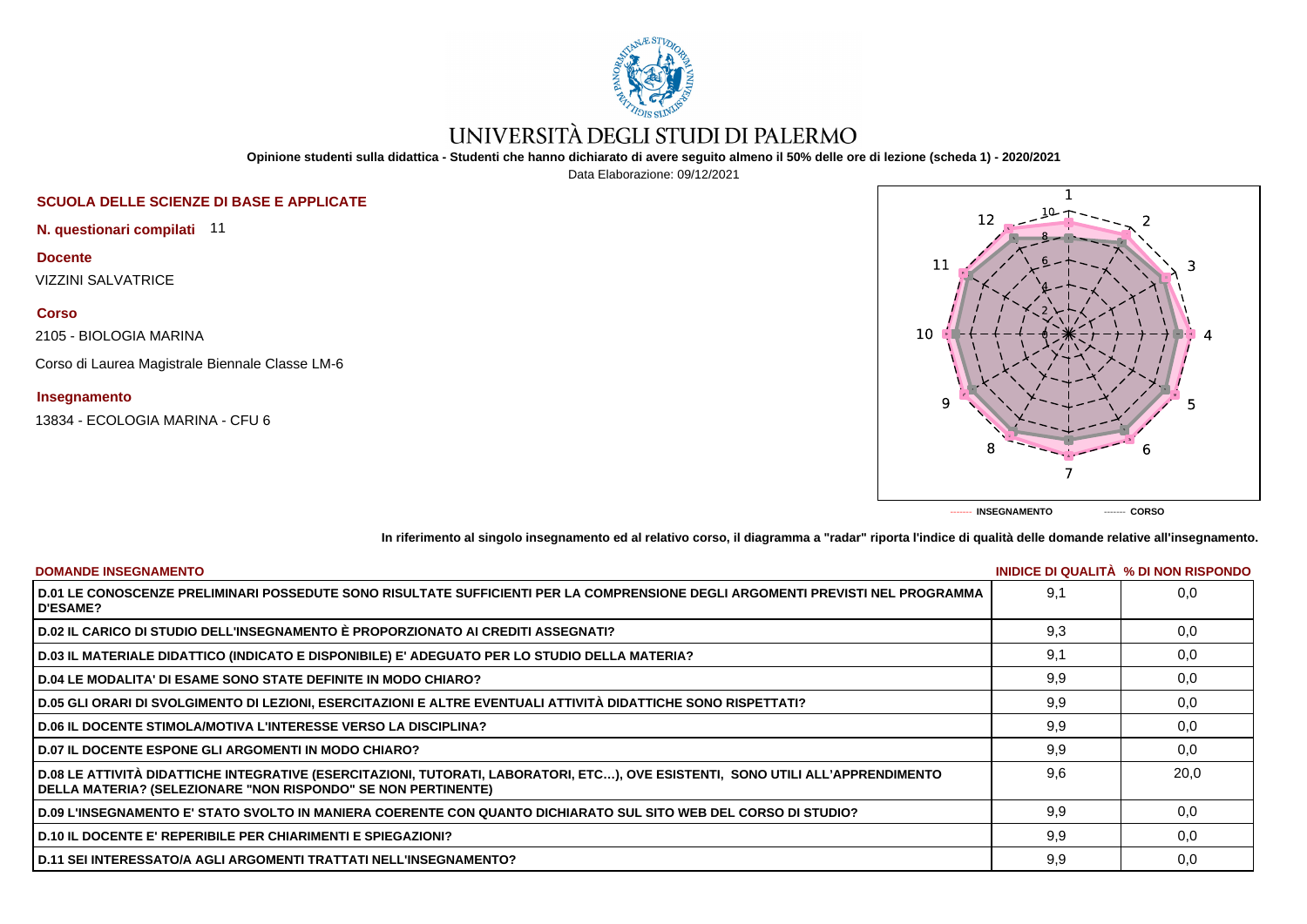# UNIVERSITÀ DEGLI STUDI DI PALERMO

**Opinione studenti sulla didattica - Studenti che hanno dichiarato di avere seguito almeno il 50% delle ore di lezione (scheda 1) - 2020/2021**

Data Elaborazione: 09/12/2021

**SCUOLA DELLE SCIENZE DI BASE E APPLICATE**

**N. questionari compilati** 11

**Docente**

VIZZINI SALVATRICE

**Corso**

2105 - BIOLOGIA MARINA

Corso di Laurea Magistrale Biennale Classe LM-6

**Insegnamento**

13834 - ECOLOGIA MARINA - CFU 6

------- INSEGNAMENTO ------- CORSO

**In riferimento al singolo insegnamento ed al relativo corso, il diagramma a "radar" riporta l'indice di qualità delle domande relative all'insegnamento.**

| DOMANDE INSEGNAMENTO | INIDICE DI QUALITÀ | % DI NON RISPONDO |
|---|---|---|
| D.01 LE CONOSCENZE PRELIMINARI POSSEDUTE SONO RISULTATE SUFFICIENTI PER LA COMPRENSIONE DEGLI ARGOMENTI PREVISTI NEL PROGRAMMA D'ESAME? | 9,1 | 0,0 |
| D.02 IL CARICO DI STUDIO DELL'INSEGNAMENTO È PROPORZIONATO AI CREDITI ASSEGNATI? | 9,3 | 0,0 |
| D.03 IL MATERIALE DIDATTICO (INDICATO E DISPONIBILE) E' ADEGUATO PER LO STUDIO DELLA MATERIA? | 9,1 | 0,0 |
| D.04 LE MODALITA' DI ESAME SONO STATE DEFINITE IN MODO CHIARO? | 9,9 | 0,0 |
| D.05 GLI ORARI DI SVOLGIMENTO DI LEZIONI, ESERCITAZIONI E ALTRE EVENTUALI ATTIVITÀ DIDATTICHE SONO RISPETTATI? | 9,9 | 0,0 |
| D.06 IL DOCENTE STIMOLA/MOTIVA L'INTERESSE VERSO LA DISCIPLINA? | 9,9 | 0,0 |
| D.07 IL DOCENTE ESPONE GLI ARGOMENTI IN MODO CHIARO? | 9,9 | 0,0 |
| D.08 LE ATTIVITÀ DIDATTICHE INTEGRATIVE (ESERCITAZIONI, TUTORATI, LABORATORI, ETC…), OVE ESISTENTI, SONO UTILI ALL'APPRENDIMENTO DELLA MATERIA? (SELEZIONARE "NON RISPONDO" SE NON PERTINENTE) | 9,6 | 20,0 |
| D.09 L'INSEGNAMENTO E' STATO SVOLTO IN MANIERA COERENTE CON QUANTO DICHIARATO SUL SITO WEB DEL CORSO DI STUDIO? | 9,9 | 0,0 |
| D.10 IL DOCENTE E' REPERIBILE PER CHIARIMENTI E SPIEGAZIONI? | 9,9 | 0,0 |
| D.11 SEI INTERESSATO/A AGLI ARGOMENTI TRATTATI NELL'INSEGNAMENTO? | 9,9 | 0,0 |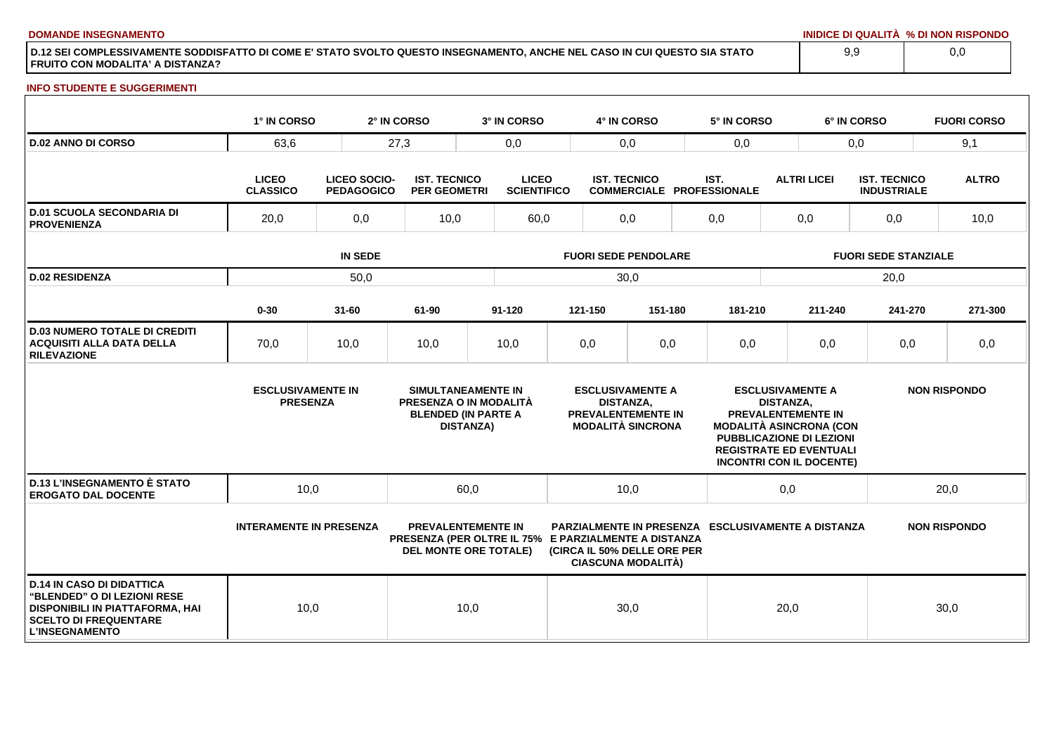**DOMANDE INSEGNAMENTO**

| | INIDICE DI QUALITÀ | % DI NON RISPONDO |
|---|---|---|
| D.12 SEI COMPLESSIVAMENTE SODDISFATTO DI COME E' STATO SVOLTO QUESTO INSEGNAMENTO, ANCHE NEL CASO IN CUI QUESTO SIA STATO FRUITO CON MODALITA' A DISTANZA? | 9,9 | 0,0 |

**INFO STUDENTE E SUGGERIMENTI**

| | 1° IN CORSO | 2° IN CORSO | 3° IN CORSO | 4° IN CORSO | 5° IN CORSO | 6° IN CORSO | FUORI CORSO |
|---|---|---|---|---|---|---|---|
| D.02 ANNO DI CORSO | 63,6 | 27,3 | 0,0 | 0,0 | 0,0 | 0,0 | 9,1 |

| | LICEO CLASSICO | LICEO SOCIO-PEDAGOGICO | IST. TECNICO PER GEOMETRI | LICEO SCIENTIFICO | IST. TECNICO COMMERCIALE | IST. PROFESSIONALE | ALTRI LICEI | IST. TECNICO INDUSTRIALE | ALTRO |
|---|---|---|---|---|---|---|---|---|---|
| D.01 SCUOLA SECONDARIA DI PROVENIENZA | 20,0 | 0,0 | 10,0 | 60,0 | 0,0 | 0,0 | 0,0 | 0,0 | 10,0 |

| | IN SEDE | FUORI SEDE PENDOLARE | FUORI SEDE STANZIALE |
|---|---|---|---|
| D.02 RESIDENZA | 50,0 | 30,0 | 20,0 |

| | 0-30 | 31-60 | 61-90 | 91-120 | 121-150 | 151-180 | 181-210 | 211-240 | 241-270 | 271-300 |
|---|---|---|---|---|---|---|---|---|---|---|
| D.03 NUMERO TOTALE DI CREDITI ACQUISITI ALLA DATA DELLA RILEVAZIONE | 70,0 | 10,0 | 10,0 | 10,0 | 0,0 | 0,0 | 0,0 | 0,0 | 0,0 | 0,0 |

| | ESCLUSIVAMENTE IN PRESENZA | SIMULTANEAMENTE IN PRESENZA O IN MODALITÀ BLENDED (IN PARTE A DISTANZA) | ESCLUSIVAMENTE A DISTANZA, PREVALENTEMENTE IN MODALITÀ SINCRONA | ESCLUSIVAMENTE A DISTANZA, PREVALENTEMENTE IN MODALITÀ ASINCRONA (CON PUBBLICAZIONE DI LEZIONI REGISTRATE ED EVENTUALI INCONTRI CON IL DOCENTE) | NON RISPONDO |
|---|---|---|---|---|---|
| D.13 L'INSEGNAMENTO È STATO EROGATO DAL DOCENTE | 10,0 | 60,0 | 10,0 | 0,0 | 20,0 |

| | INTERAMENTE IN PRESENZA | PREVALENTEMENTE IN PRESENZA (PER OLTRE IL 75% DEL MONTE ORE TOTALE) | PARZIALMENTE IN PRESENZA E PARZIALMENTE A DISTANZA (CIRCA IL 50% DELLE ORE PER CIASCUNA MODALITÀ) | ESCLUSIVAMENTE A DISTANZA | NON RISPONDO |
|---|---|---|---|---|---|
| D.14 IN CASO DI DIDATTICA "BLENDED" O DI LEZIONI RESE DISPONIBILI IN PIATTAFORMA, HAI SCELTO DI FREQUENTARE L'INSEGNAMENTO | 10,0 | 10,0 | 30,0 | 20,0 | 30,0 |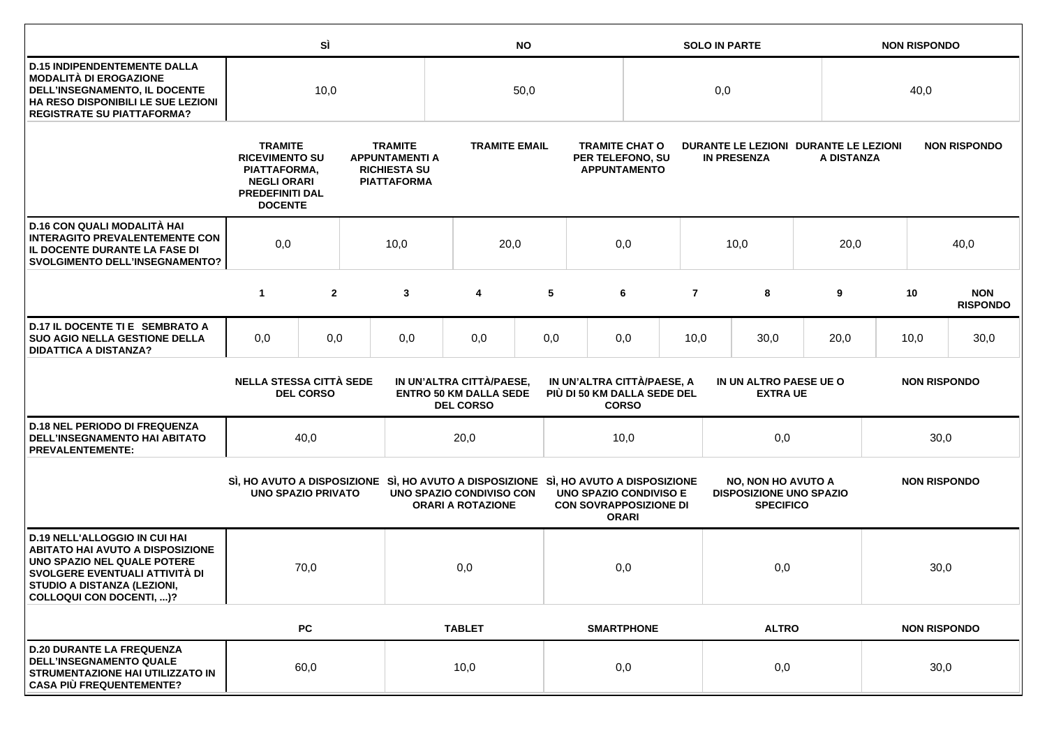| | SÌ | NO | SOLO IN PARTE | NON RISPONDO |
|---|---|---|---|---|
| **D.15 INDIPENDENTEMENTE DALLA MODALITÀ DI EROGAZIONE DELL'INSEGNAMENTO, IL DOCENTE HA RESO DISPONIBILI LE SUE LEZIONI REGISTRATE SU PIATTAFORMA?** | 10,0 | 50,0 | 0,0 | 40,0 |

| | TRAMITE RICEVIMENTO SU PIATTAFORMA, NEGLI ORARI PREDEFINITI DAL DOCENTE | TRAMITE APPUNTAMENTI A RICHIESTA SU PIATTAFORMA | TRAMITE EMAIL | TRAMITE CHAT O PER TELEFONO, SU APPUNTAMENTO | DURANTE LE LEZIONI IN PRESENZA | DURANTE LE LEZIONI A DISTANZA | NON RISPONDO |
|---|---|---|---|---|---|---|---|
| **D.16 CON QUALI MODALITÀ HAI INTERAGITO PREVALENTEMENTE CON IL DOCENTE DURANTE LA FASE DI SVOLGIMENTO DELL'INSEGNAMENTO?** | 0,0 | 10,0 | 20,0 | 0,0 | 10,0 | 20,0 | 40,0 |

| | 1 | 2 | 3 | 4 | 5 | 6 | 7 | 8 | 9 | 10 | NON RISPONDO |
|---|---|---|---|---|---|---|---|---|---|---|---|
| **D.17 IL DOCENTE TI E SEMBRATO A SUO AGIO NELLA GESTIONE DELLA DIDATTICA A DISTANZA?** | 0,0 | 0,0 | 0,0 | 0,0 | 0,0 | 0,0 | 10,0 | 30,0 | 20,0 | 10,0 | 30,0 |

| | NELLA STESSA CITTÀ SEDE DEL CORSO | IN UN'ALTRA CITTÀ/PAESE, ENTRO 50 KM DALLA SEDE DEL CORSO | IN UN'ALTRA CITTÀ/PAESE, A PIÙ DI 50 KM DALLA SEDE DEL CORSO | IN UN ALTRO PAESE UE O EXTRA UE | NON RISPONDO |
|---|---|---|---|---|---|
| **D.18 NEL PERIODO DI FREQUENZA DELL'INSEGNAMENTO HAI ABITATO PREVALENTEMENTE:** | 40,0 | 20,0 | 10,0 | 0,0 | 30,0 |

| | SÌ, HO AVUTO A DISPOSIZIONE UNO SPAZIO PRIVATO | SÌ, HO AVUTO A DISPOSIZIONE UNO SPAZIO CONDIVISO CON ORARI A ROTAZIONE | SÌ, HO AVUTO A DISPOSIZIONE UNO SPAZIO CONDIVISO E CON SOVRAPPOSIZIONE DI ORARI | NO, NON HO AVUTO A DISPOSIZIONE UNO SPAZIO SPECIFICO | NON RISPONDO |
|---|---|---|---|---|---|
| **D.19 NELL'ALLOGGIO IN CUI HAI ABITATO HAI AVUTO A DISPOSIZIONE UNO SPAZIO NEL QUALE POTERE SVOLGERE EVENTUALI ATTIVITÀ DI STUDIO A DISTANZA (LEZIONI, COLLOQUI CON DOCENTI, ...)?** | 70,0 | 0,0 | 0,0 | 0,0 | 30,0 |

| | PC | TABLET | SMARTPHONE | ALTRO | NON RISPONDO |
|---|---|---|---|---|---|
| **D.20 DURANTE LA FREQUENZA DELL'INSEGNAMENTO QUALE STRUMENTAZIONE HAI UTILIZZATO IN CASA PIÙ FREQUENTEMENTE?** | 60,0 | 10,0 | 0,0 | 0,0 | 30,0 |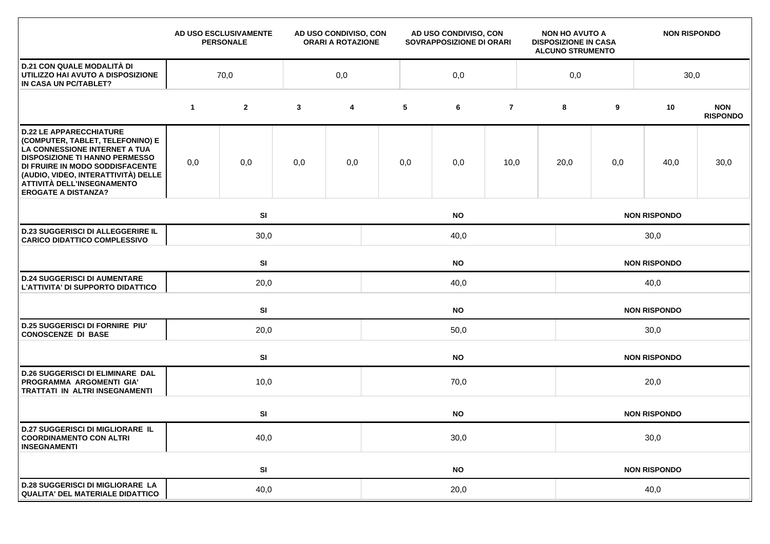| | AD USO ESCLUSIVAMENTE PERSONALE | AD USO CONDIVISO, CON ORARI A ROTAZIONE | AD USO CONDIVISO, CON SOVRAPPOSIZIONE DI ORARI | NON HO AVUTO A DISPOSIZIONE IN CASA ALCUNO STRUMENTO | NON RISPONDO |
|---|---|---|---|---|---|
| **D.21 CON QUALE MODALITÀ DI UTILIZZO HAI AVUTO A DISPOSIZIONE IN CASA UN PC/TABLET?** | 70,0 | 0,0 | 0,0 | 0,0 | 30,0 |

| | 1 | 2 | 3 | 4 | 5 | 6 | 7 | 8 | 9 | 10 | NON RISPONDO |
|---|---|---|---|---|---|---|---|---|---|---|---|
| **D.22 LE APPARECCHIATURE (COMPUTER, TABLET, TELEFONINO) E LA CONNESSIONE INTERNET A TUA DISPOSIZIONE TI HANNO PERMESSO DI FRUIRE IN MODO SODDISFACENTE (AUDIO, VIDEO, INTERATTIVITÀ) DELLE ATTIVITÀ DELL'INSEGNAMENTO EROGATE A DISTANZA?** | 0,0 | 0,0 | 0,0 | 0,0 | 0,0 | 0,0 | 10,0 | 20,0 | 0,0 | 40,0 | 30,0 |

| | SI | NO | NON RISPONDO |
|---|---|---|---|
| **D.23 SUGGERISCI DI ALLEGGERIRE IL CARICO DIDATTICO COMPLESSIVO** | 30,0 | 40,0 | 30,0 |

| | SI | NO | NON RISPONDO |
|---|---|---|---|
| **D.24 SUGGERISCI DI AUMENTARE L'ATTIVITA' DI SUPPORTO DIDATTICO** | 20,0 | 40,0 | 40,0 |

| | SI | NO | NON RISPONDO |
|---|---|---|---|
| **D.25 SUGGERISCI DI FORNIRE PIU' CONOSCENZE DI BASE** | 20,0 | 50,0 | 30,0 |

| | SI | NO | NON RISPONDO |
|---|---|---|---|
| **D.26 SUGGERISCI DI ELIMINARE DAL PROGRAMMA ARGOMENTI GIA' TRATTATI IN ALTRI INSEGNAMENTI** | 10,0 | 70,0 | 20,0 |

| | SI | NO | NON RISPONDO |
|---|---|---|---|
| **D.27 SUGGERISCI DI MIGLIORARE IL COORDINAMENTO CON ALTRI INSEGNAMENTI** | 40,0 | 30,0 | 30,0 |

| | SI | NO | NON RISPONDO |
|---|---|---|---|
| **D.28 SUGGERISCI DI MIGLIORARE LA QUALITA' DEL MATERIALE DIDATTICO** | 40,0 | 20,0 | 40,0 |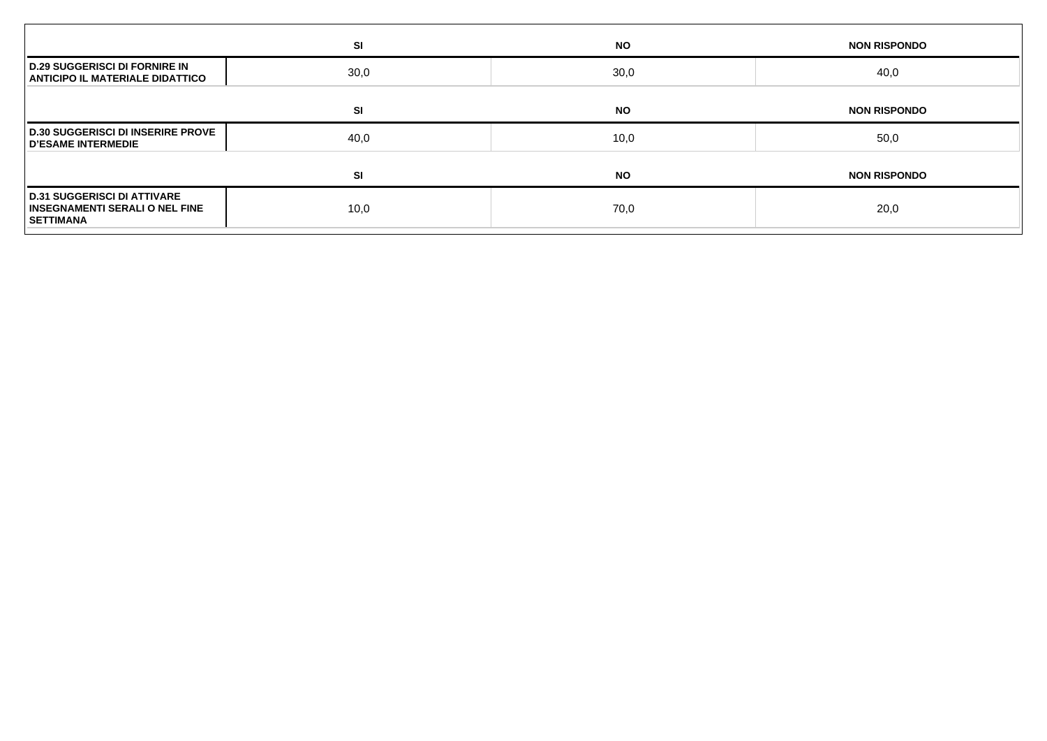| | SI | NO | NON RISPONDO |
|---|---|---|---|
| **D.29 SUGGERISCI DI FORNIRE IN ANTICIPO IL MATERIALE DIDATTICO** | 30,0 | 30,0 | 40,0 |

| | SI | NO | NON RISPONDO |
|---|---|---|---|
| **D.30 SUGGERISCI DI INSERIRE PROVE D'ESAME INTERMEDIE** | 40,0 | 10,0 | 50,0 |

| | SI | NO | NON RISPONDO |
|---|---|---|---|
| **D.31 SUGGERISCI DI ATTIVARE INSEGNAMENTI SERALI O NEL FINE SETTIMANA** | 10,0 | 70,0 | 20,0 |